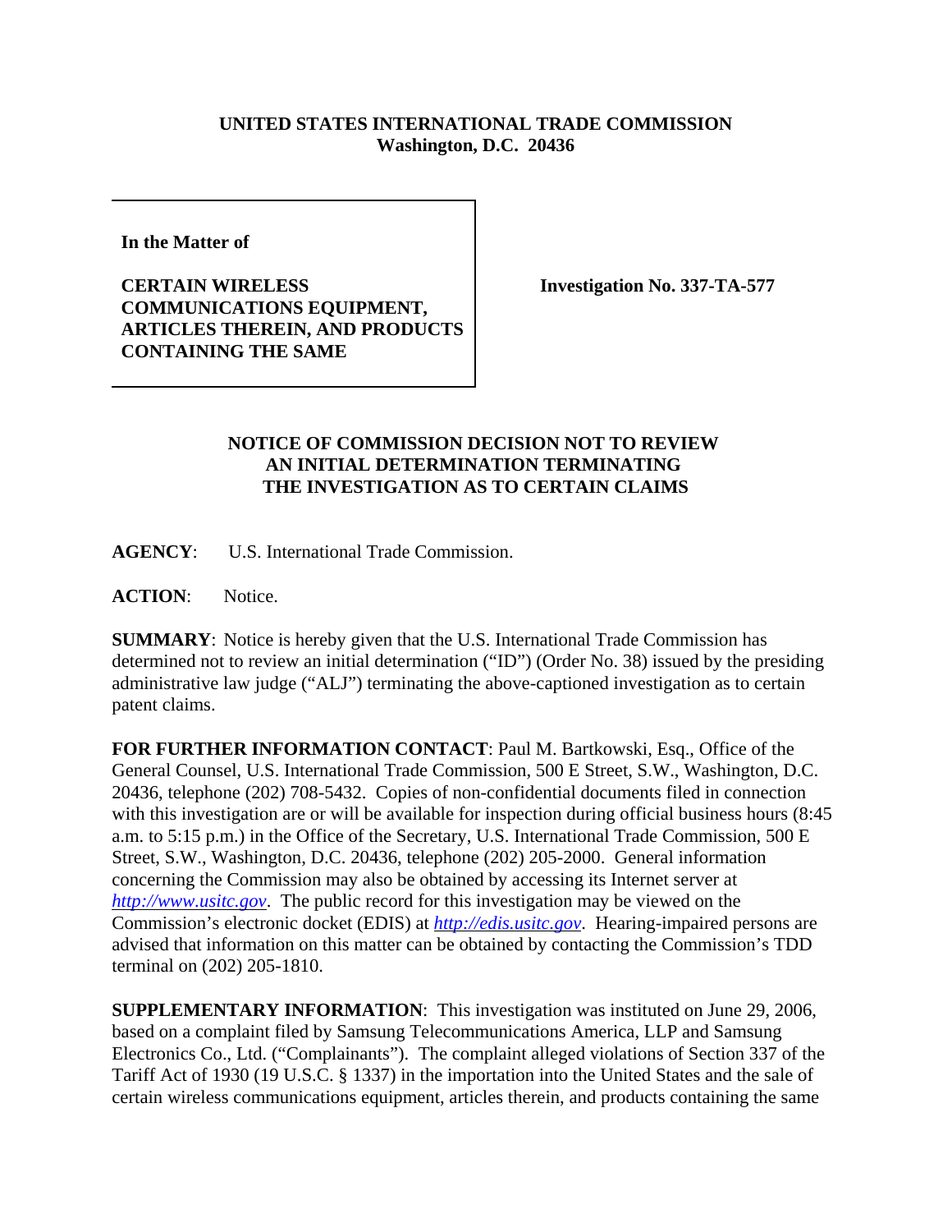**UNITED STATES INTERNATIONAL TRADE COMMISSION**
**Washington, D.C. 20436**

| In the Matter of | |
|---|---|
| **CERTAIN WIRELESS COMMUNICATIONS EQUIPMENT, ARTICLES THEREIN, AND PRODUCTS CONTAINING THE SAME** | **Investigation No. 337-TA-577** |

**NOTICE OF COMMISSION DECISION NOT TO REVIEW AN INITIAL DETERMINATION TERMINATING THE INVESTIGATION AS TO CERTAIN CLAIMS**

**AGENCY**: U.S. International Trade Commission.

**ACTION**: Notice.

**SUMMARY**: Notice is hereby given that the U.S. International Trade Commission has determined not to review an initial determination ("ID") (Order No. 38) issued by the presiding administrative law judge ("ALJ") terminating the above-captioned investigation as to certain patent claims.

**FOR FURTHER INFORMATION CONTACT**: Paul M. Bartkowski, Esq., Office of the General Counsel, U.S. International Trade Commission, 500 E Street, S.W., Washington, D.C. 20436, telephone (202) 708-5432. Copies of non-confidential documents filed in connection with this investigation are or will be available for inspection during official business hours (8:45 a.m. to 5:15 p.m.) in the Office of the Secretary, U.S. International Trade Commission, 500 E Street, S.W., Washington, D.C. 20436, telephone (202) 205-2000. General information concerning the Commission may also be obtained by accessing its Internet server at *http://www.usitc.gov*. The public record for this investigation may be viewed on the Commission's electronic docket (EDIS) at *http://edis.usitc.gov*. Hearing-impaired persons are advised that information on this matter can be obtained by contacting the Commission's TDD terminal on (202) 205-1810.

**SUPPLEMENTARY INFORMATION**: This investigation was instituted on June 29, 2006, based on a complaint filed by Samsung Telecommunications America, LLP and Samsung Electronics Co., Ltd. ("Complainants"). The complaint alleged violations of Section 337 of the Tariff Act of 1930 (19 U.S.C. § 1337) in the importation into the United States and the sale of certain wireless communications equipment, articles therein, and products containing the same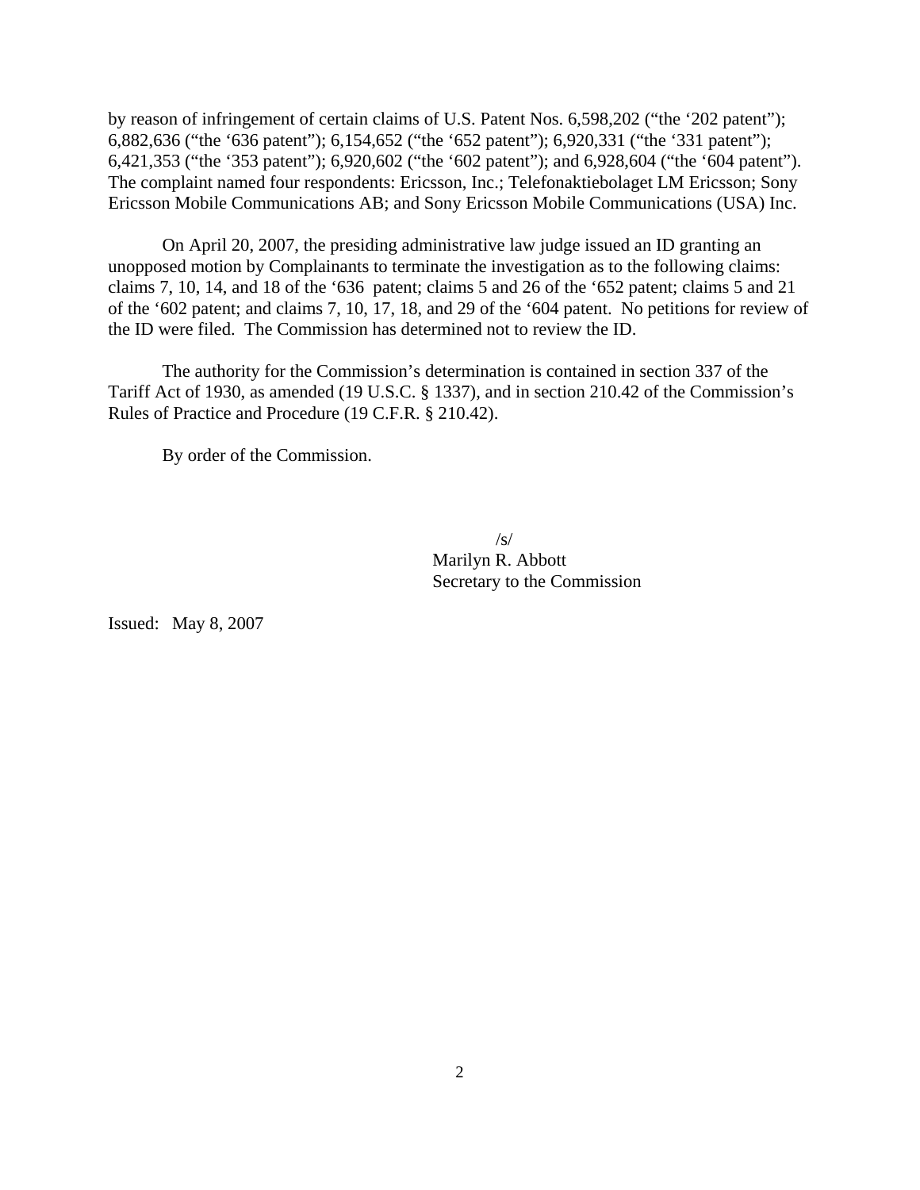by reason of infringement of certain claims of U.S. Patent Nos. 6,598,202 ("the '202 patent"); 6,882,636 ("the '636 patent"); 6,154,652 ("the '652 patent"); 6,920,331 ("the '331 patent"); 6,421,353 ("the '353 patent"); 6,920,602 ("the '602 patent"); and 6,928,604 ("the '604 patent"). The complaint named four respondents: Ericsson, Inc.; Telefonaktiebolaget LM Ericsson; Sony Ericsson Mobile Communications AB; and Sony Ericsson Mobile Communications (USA) Inc.

On April 20, 2007, the presiding administrative law judge issued an ID granting an unopposed motion by Complainants to terminate the investigation as to the following claims: claims 7, 10, 14, and 18 of the '636 patent; claims 5 and 26 of the '652 patent; claims 5 and 21 of the '602 patent; and claims 7, 10, 17, 18, and 29 of the '604 patent. No petitions for review of the ID were filed. The Commission has determined not to review the ID.

The authority for the Commission's determination is contained in section 337 of the Tariff Act of 1930, as amended (19 U.S.C. § 1337), and in section 210.42 of the Commission's Rules of Practice and Procedure (19 C.F.R. § 210.42).

By order of the Commission.

/s/
Marilyn R. Abbott
Secretary to the Commission

Issued: May 8, 2007